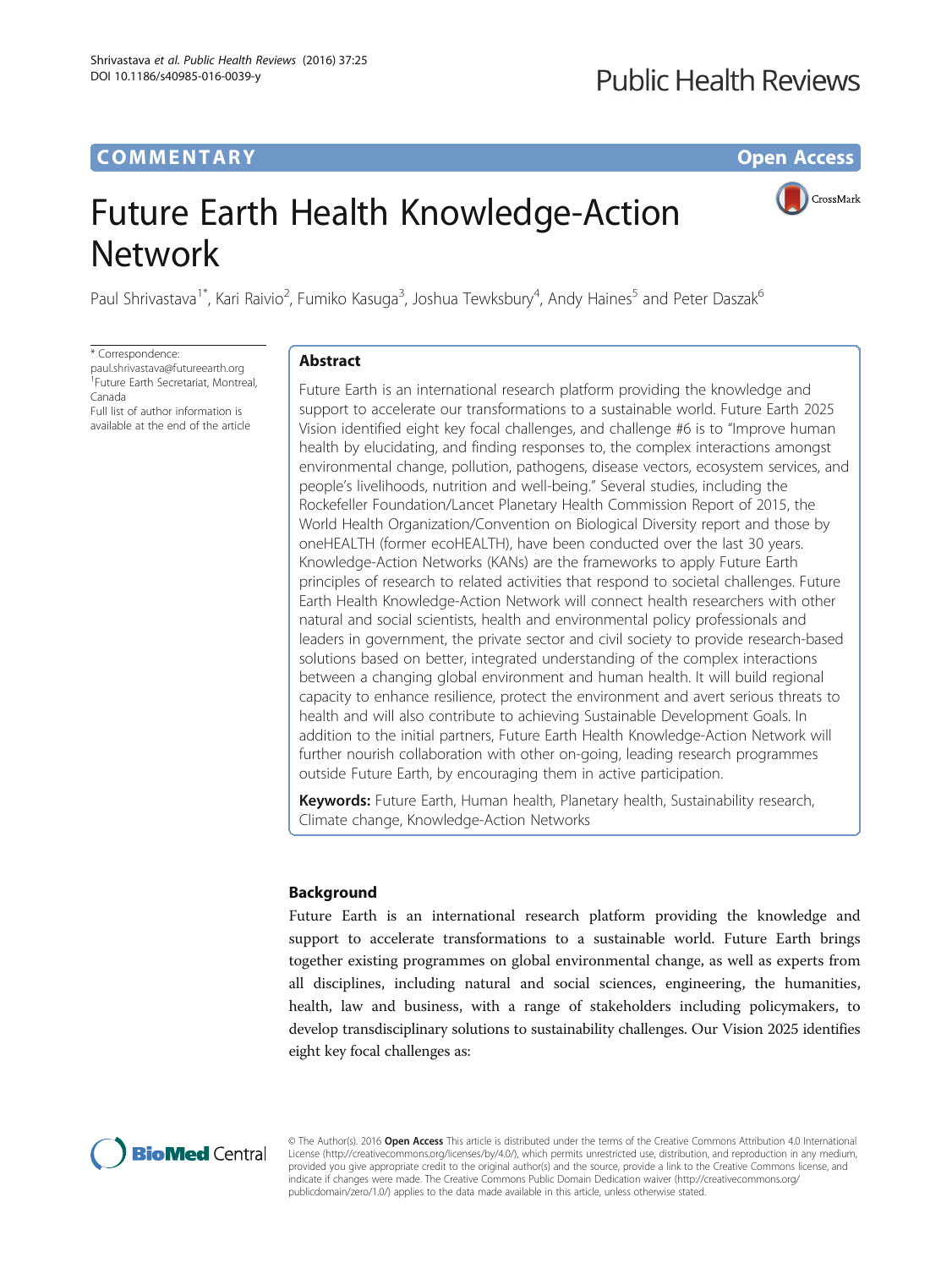COMMENTARY

Open Access

# Future Earth Health Knowledge-Action Network

Paul Shrivastava[1*], Kari Raivio[2], Fumiko Kasuga[3], Joshua Tewksbury[4], Andy Haines[5] and Peter Daszak[6]

\* Correspondence: paul.shrivastava@futureearth.org
[1]Future Earth Secretariat, Montreal, Canada
Full list of author information is available at the end of the article

## Abstract

Future Earth is an international research platform providing the knowledge and support to accelerate our transformations to a sustainable world. Future Earth 2025 Vision identified eight key focal challenges, and challenge #6 is to "Improve human health by elucidating, and finding responses to, the complex interactions amongst environmental change, pollution, pathogens, disease vectors, ecosystem services, and people's livelihoods, nutrition and well-being." Several studies, including the Rockefeller Foundation/Lancet Planetary Health Commission Report of 2015, the World Health Organization/Convention on Biological Diversity report and those by oneHEALTH (former ecoHEALTH), have been conducted over the last 30 years. Knowledge-Action Networks (KANs) are the frameworks to apply Future Earth principles of research to related activities that respond to societal challenges. Future Earth Health Knowledge-Action Network will connect health researchers with other natural and social scientists, health and environmental policy professionals and leaders in government, the private sector and civil society to provide research-based solutions based on better, integrated understanding of the complex interactions between a changing global environment and human health. It will build regional capacity to enhance resilience, protect the environment and avert serious threats to health and will also contribute to achieving Sustainable Development Goals. In addition to the initial partners, Future Earth Health Knowledge-Action Network will further nourish collaboration with other on-going, leading research programmes outside Future Earth, by encouraging them in active participation.

**Keywords:** Future Earth, Human health, Planetary health, Sustainability research, Climate change, Knowledge-Action Networks

## Background

Future Earth is an international research platform providing the knowledge and support to accelerate transformations to a sustainable world. Future Earth brings together existing programmes on global environmental change, as well as experts from all disciplines, including natural and social sciences, engineering, the humanities, health, law and business, with a range of stakeholders including policymakers, to develop transdisciplinary solutions to sustainability challenges. Our Vision 2025 identifies eight key focal challenges as:

© The Author(s). 2016 **Open Access** This article is distributed under the terms of the Creative Commons Attribution 4.0 International License (http://creativecommons.org/licenses/by/4.0/), which permits unrestricted use, distribution, and reproduction in any medium, provided you give appropriate credit to the original author(s) and the source, provide a link to the Creative Commons license, and indicate if changes were made. The Creative Commons Public Domain Dedication waiver (http://creativecommons.org/publicdomain/zero/1.0/) applies to the data made available in this article, unless otherwise stated.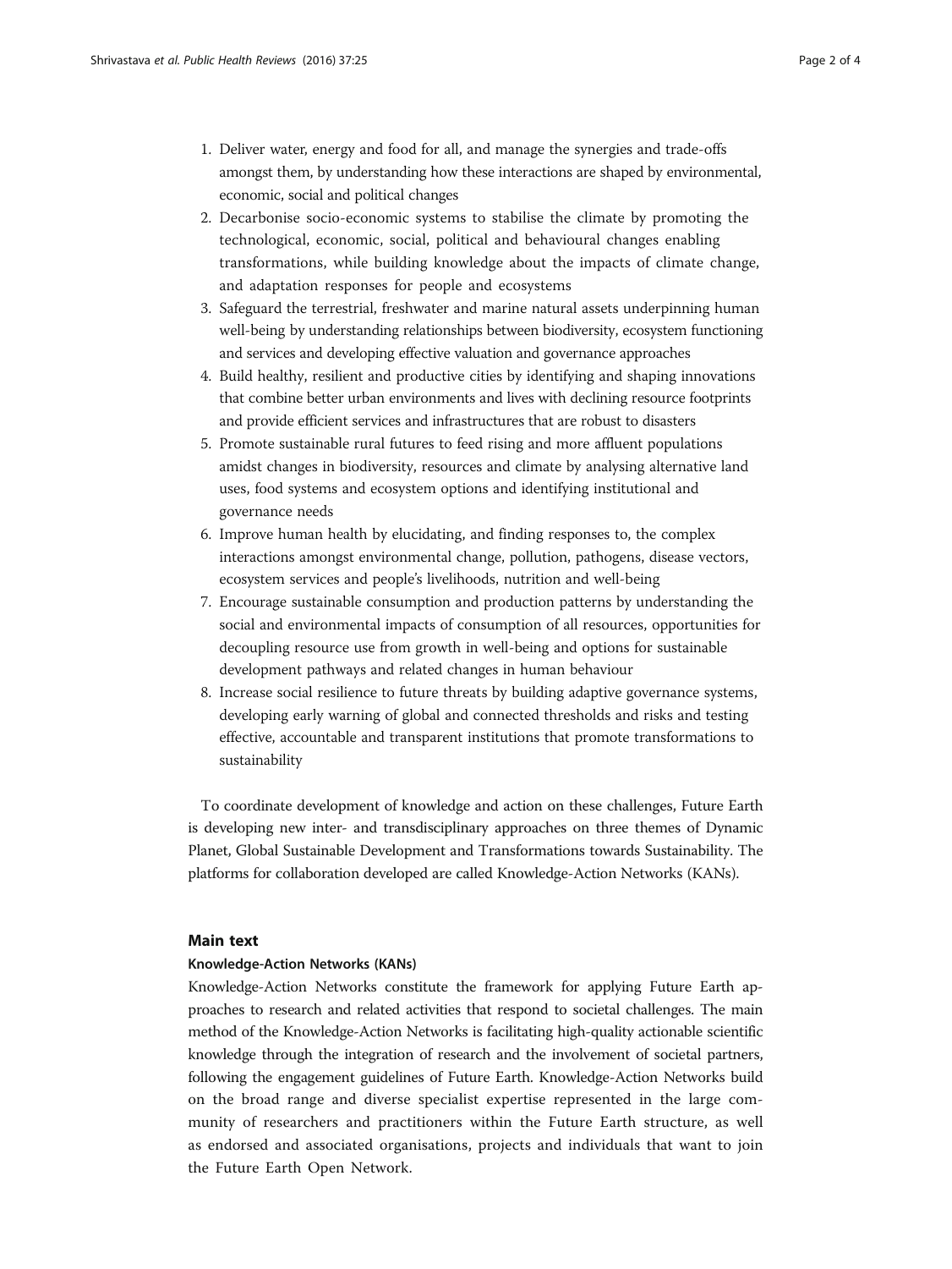1. Deliver water, energy and food for all, and manage the synergies and trade-offs amongst them, by understanding how these interactions are shaped by environmental, economic, social and political changes
2. Decarbonise socio-economic systems to stabilise the climate by promoting the technological, economic, social, political and behavioural changes enabling transformations, while building knowledge about the impacts of climate change, and adaptation responses for people and ecosystems
3. Safeguard the terrestrial, freshwater and marine natural assets underpinning human well-being by understanding relationships between biodiversity, ecosystem functioning and services and developing effective valuation and governance approaches
4. Build healthy, resilient and productive cities by identifying and shaping innovations that combine better urban environments and lives with declining resource footprints and provide efficient services and infrastructures that are robust to disasters
5. Promote sustainable rural futures to feed rising and more affluent populations amidst changes in biodiversity, resources and climate by analysing alternative land uses, food systems and ecosystem options and identifying institutional and governance needs
6. Improve human health by elucidating, and finding responses to, the complex interactions amongst environmental change, pollution, pathogens, disease vectors, ecosystem services and people's livelihoods, nutrition and well-being
7. Encourage sustainable consumption and production patterns by understanding the social and environmental impacts of consumption of all resources, opportunities for decoupling resource use from growth in well-being and options for sustainable development pathways and related changes in human behaviour
8. Increase social resilience to future threats by building adaptive governance systems, developing early warning of global and connected thresholds and risks and testing effective, accountable and transparent institutions that promote transformations to sustainability

To coordinate development of knowledge and action on these challenges, Future Earth is developing new inter- and transdisciplinary approaches on three themes of Dynamic Planet, Global Sustainable Development and Transformations towards Sustainability. The platforms for collaboration developed are called Knowledge-Action Networks (KANs).

## Main text

### Knowledge-Action Networks (KANs)

Knowledge-Action Networks constitute the framework for applying Future Earth approaches to research and related activities that respond to societal challenges. The main method of the Knowledge-Action Networks is facilitating high-quality actionable scientific knowledge through the integration of research and the involvement of societal partners, following the engagement guidelines of Future Earth. Knowledge-Action Networks build on the broad range and diverse specialist expertise represented in the large community of researchers and practitioners within the Future Earth structure, as well as endorsed and associated organisations, projects and individuals that want to join the Future Earth Open Network.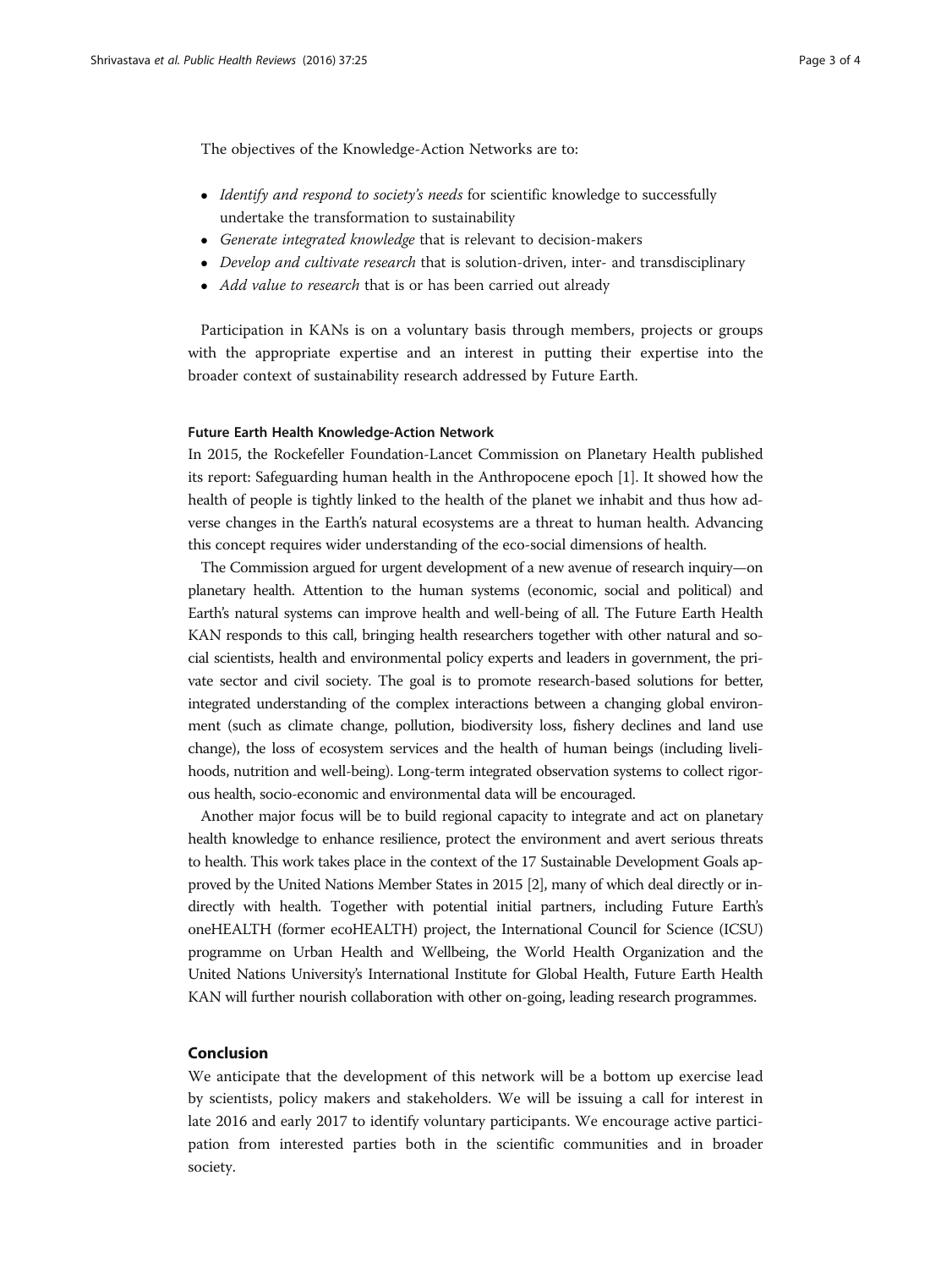The objectives of the Knowledge-Action Networks are to:

- *Identify and respond to society's needs* for scientific knowledge to successfully undertake the transformation to sustainability
- *Generate integrated knowledge* that is relevant to decision-makers
- *Develop and cultivate research* that is solution-driven, inter- and transdisciplinary
- *Add value to research* that is or has been carried out already

Participation in KANs is on a voluntary basis through members, projects or groups with the appropriate expertise and an interest in putting their expertise into the broader context of sustainability research addressed by Future Earth.

### Future Earth Health Knowledge-Action Network

In 2015, the Rockefeller Foundation-Lancet Commission on Planetary Health published its report: Safeguarding human health in the Anthropocene epoch [1]. It showed how the health of people is tightly linked to the health of the planet we inhabit and thus how adverse changes in the Earth's natural ecosystems are a threat to human health. Advancing this concept requires wider understanding of the eco-social dimensions of health.

The Commission argued for urgent development of a new avenue of research inquiry—on planetary health. Attention to the human systems (economic, social and political) and Earth's natural systems can improve health and well-being of all. The Future Earth Health KAN responds to this call, bringing health researchers together with other natural and social scientists, health and environmental policy experts and leaders in government, the private sector and civil society. The goal is to promote research-based solutions for better, integrated understanding of the complex interactions between a changing global environment (such as climate change, pollution, biodiversity loss, fishery declines and land use change), the loss of ecosystem services and the health of human beings (including livelihoods, nutrition and well-being). Long-term integrated observation systems to collect rigorous health, socio-economic and environmental data will be encouraged.

Another major focus will be to build regional capacity to integrate and act on planetary health knowledge to enhance resilience, protect the environment and avert serious threats to health. This work takes place in the context of the 17 Sustainable Development Goals approved by the United Nations Member States in 2015 [2], many of which deal directly or indirectly with health. Together with potential initial partners, including Future Earth's oneHEALTH (former ecoHEALTH) project, the International Council for Science (ICSU) programme on Urban Health and Wellbeing, the World Health Organization and the United Nations University's International Institute for Global Health, Future Earth Health KAN will further nourish collaboration with other on-going, leading research programmes.

## Conclusion

We anticipate that the development of this network will be a bottom up exercise lead by scientists, policy makers and stakeholders. We will be issuing a call for interest in late 2016 and early 2017 to identify voluntary participants. We encourage active participation from interested parties both in the scientific communities and in broader society.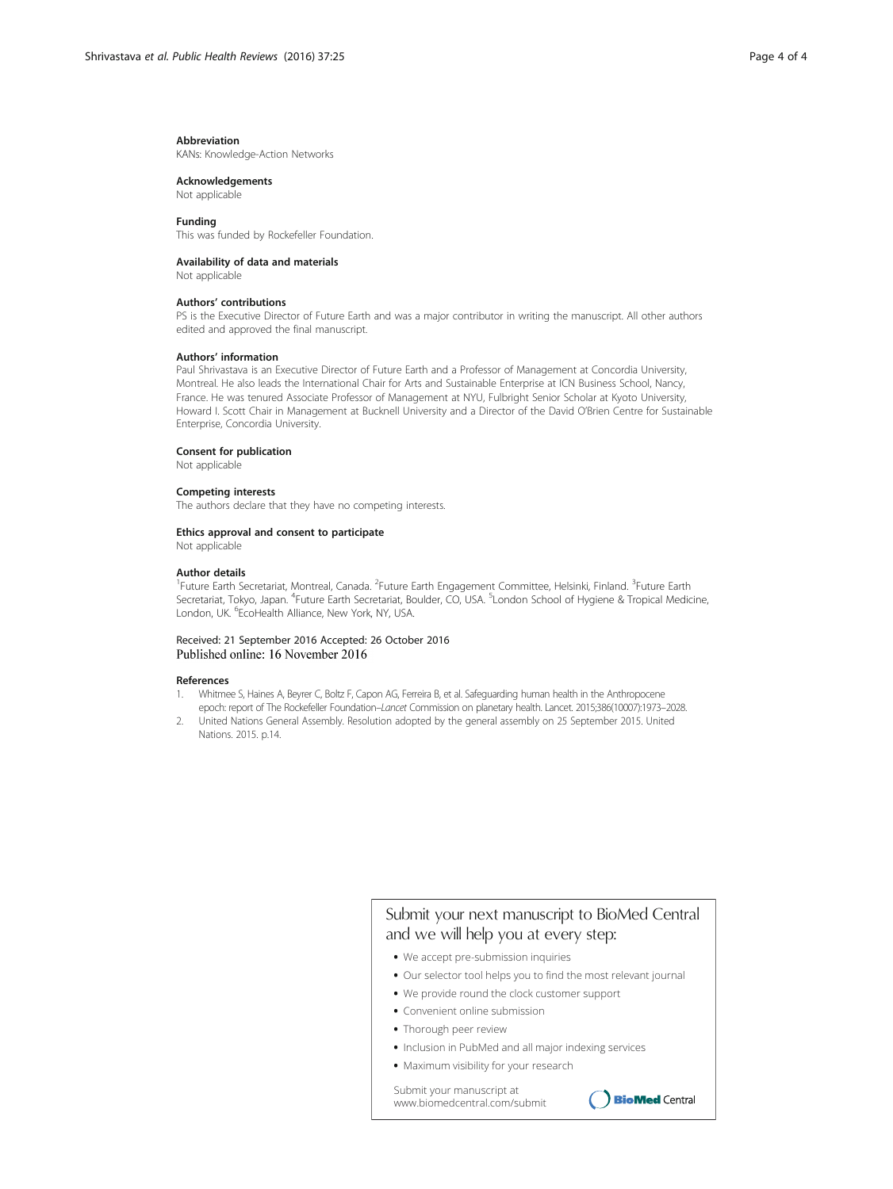### Abbreviation

KANs: Knowledge-Action Networks

### Acknowledgements

Not applicable

### Funding

This was funded by Rockefeller Foundation.

### Availability of data and materials

Not applicable

### Authors' contributions

PS is the Executive Director of Future Earth and was a major contributor in writing the manuscript. All other authors edited and approved the final manuscript.

### Authors' information

Paul Shrivastava is an Executive Director of Future Earth and a Professor of Management at Concordia University, Montreal. He also leads the International Chair for Arts and Sustainable Enterprise at ICN Business School, Nancy, France. He was tenured Associate Professor of Management at NYU, Fulbright Senior Scholar at Kyoto University, Howard I. Scott Chair in Management at Bucknell University and a Director of the David O'Brien Centre for Sustainable Enterprise, Concordia University.

### Consent for publication

Not applicable

### Competing interests

The authors declare that they have no competing interests.

### Ethics approval and consent to participate

Not applicable

### Author details

[1]Future Earth Secretariat, Montreal, Canada. [2]Future Earth Engagement Committee, Helsinki, Finland. [3]Future Earth Secretariat, Tokyo, Japan. [4]Future Earth Secretariat, Boulder, CO, USA. [5]London School of Hygiene & Tropical Medicine, London, UK. [6]EcoHealth Alliance, New York, NY, USA.

Received: 21 September 2016 Accepted: 26 October 2016
Published online: 16 November 2016

### References

1. Whitmee S, Haines A, Beyrer C, Boltz F, Capon AG, Ferreira B, et al. Safeguarding human health in the Anthropocene epoch: report of The Rockefeller Foundation–*Lancet* Commission on planetary health. Lancet. 2015;386(10007):1973–2028.
2. United Nations General Assembly. Resolution adopted by the general assembly on 25 September 2015. United Nations. 2015. p.14.

Submit your next manuscript to BioMed Central and we will help you at every step:

- We accept pre-submission inquiries
- Our selector tool helps you to find the most relevant journal
- We provide round the clock customer support
- Convenient online submission
- Thorough peer review
- Inclusion in PubMed and all major indexing services
- Maximum visibility for your research

Submit your manuscript at
www.biomedcentral.com/submit

BioMed Central